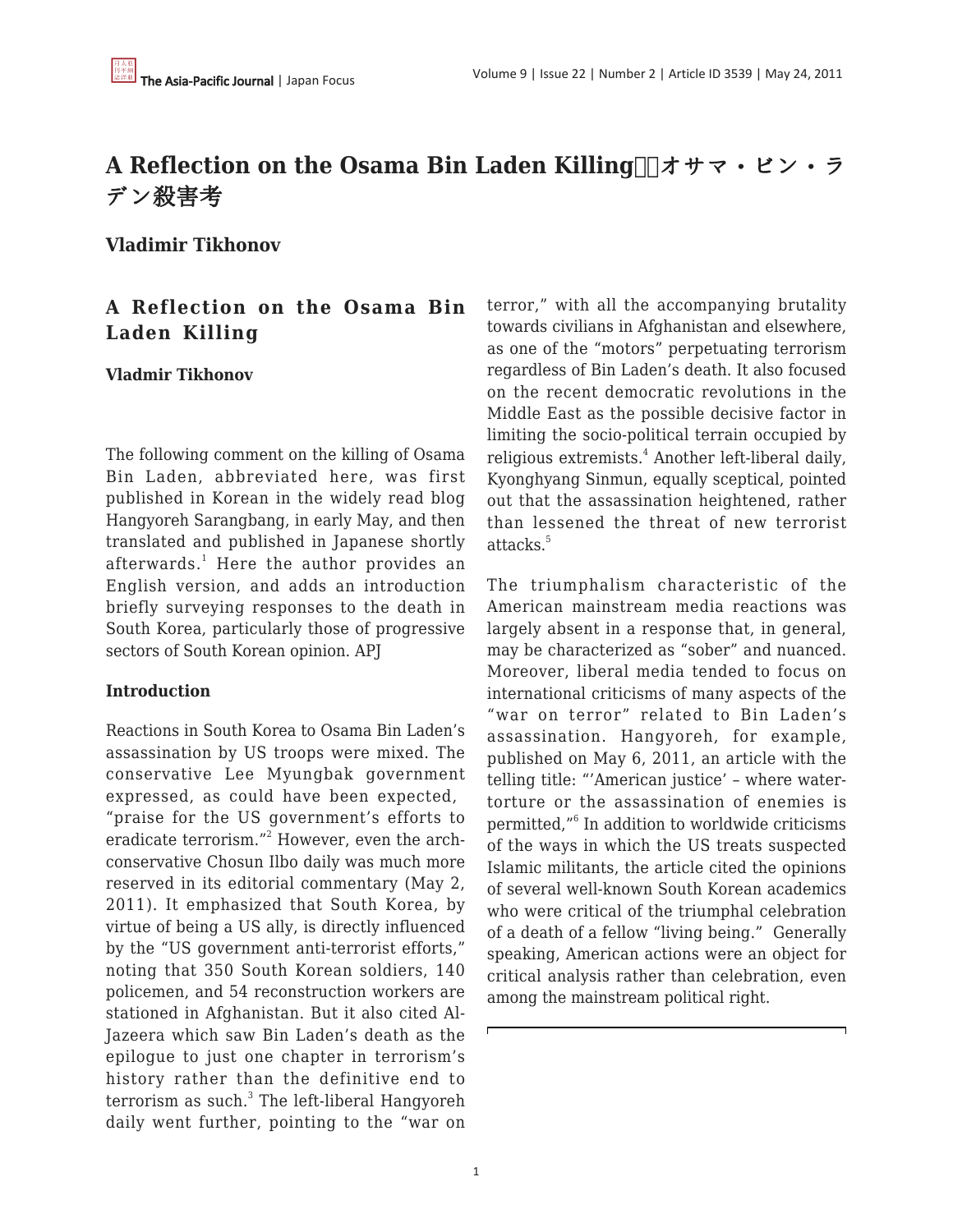# A Reflection on the Osama Bin Laden Killing オサマ・ビン・ラデン殺害考

**Vladimir Tikhonov**

## A Reflection on the Osama Bin Laden Killing

**Vladmir Tikhonov**

The following comment on the killing of Osama Bin Laden, abbreviated here, was first published in Korean in the widely read blog Hangyoreh Sarangbang, in early May, and then translated and published in Japanese shortly afterwards.[1] Here the author provides an English version, and adds an introduction briefly surveying responses to the death in South Korea, particularly those of progressive sectors of South Korean opinion. APJ

### Introduction

Reactions in South Korea to Osama Bin Laden's assassination by US troops were mixed. The conservative Lee Myungbak government expressed, as could have been expected, "praise for the US government's efforts to eradicate terrorism."[2] However, even the arch-conservative Chosun Ilbo daily was much more reserved in its editorial commentary (May 2, 2011). It emphasized that South Korea, by virtue of being a US ally, is directly influenced by the "US government anti-terrorist efforts," noting that 350 South Korean soldiers, 140 policemen, and 54 reconstruction workers are stationed in Afghanistan. But it also cited Al-Jazeera which saw Bin Laden's death as the epilogue to just one chapter in terrorism's history rather than the definitive end to terrorism as such.[3] The left-liberal Hangyoreh daily went further, pointing to the "war on terror," with all the accompanying brutality towards civilians in Afghanistan and elsewhere, as one of the "motors" perpetuating terrorism regardless of Bin Laden's death. It also focused on the recent democratic revolutions in the Middle East as the possible decisive factor in limiting the socio-political terrain occupied by religious extremists.[4] Another left-liberal daily, Kyonghyang Sinmun, equally sceptical, pointed out that the assassination heightened, rather than lessened the threat of new terrorist attacks.[5]

The triumphalism characteristic of the American mainstream media reactions was largely absent in a response that, in general, may be characterized as "sober" and nuanced. Moreover, liberal media tended to focus on international criticisms of many aspects of the "war on terror" related to Bin Laden's assassination. Hangyoreh, for example, published on May 6, 2011, an article with the telling title: "'American justice' – where water-torture or the assassination of enemies is permitted,"[6] In addition to worldwide criticisms of the ways in which the US treats suspected Islamic militants, the article cited the opinions of several well-known South Korean academics who were critical of the triumphal celebration of a death of a fellow "living being." Generally speaking, American actions were an object for critical analysis rather than celebration, even among the mainstream political right.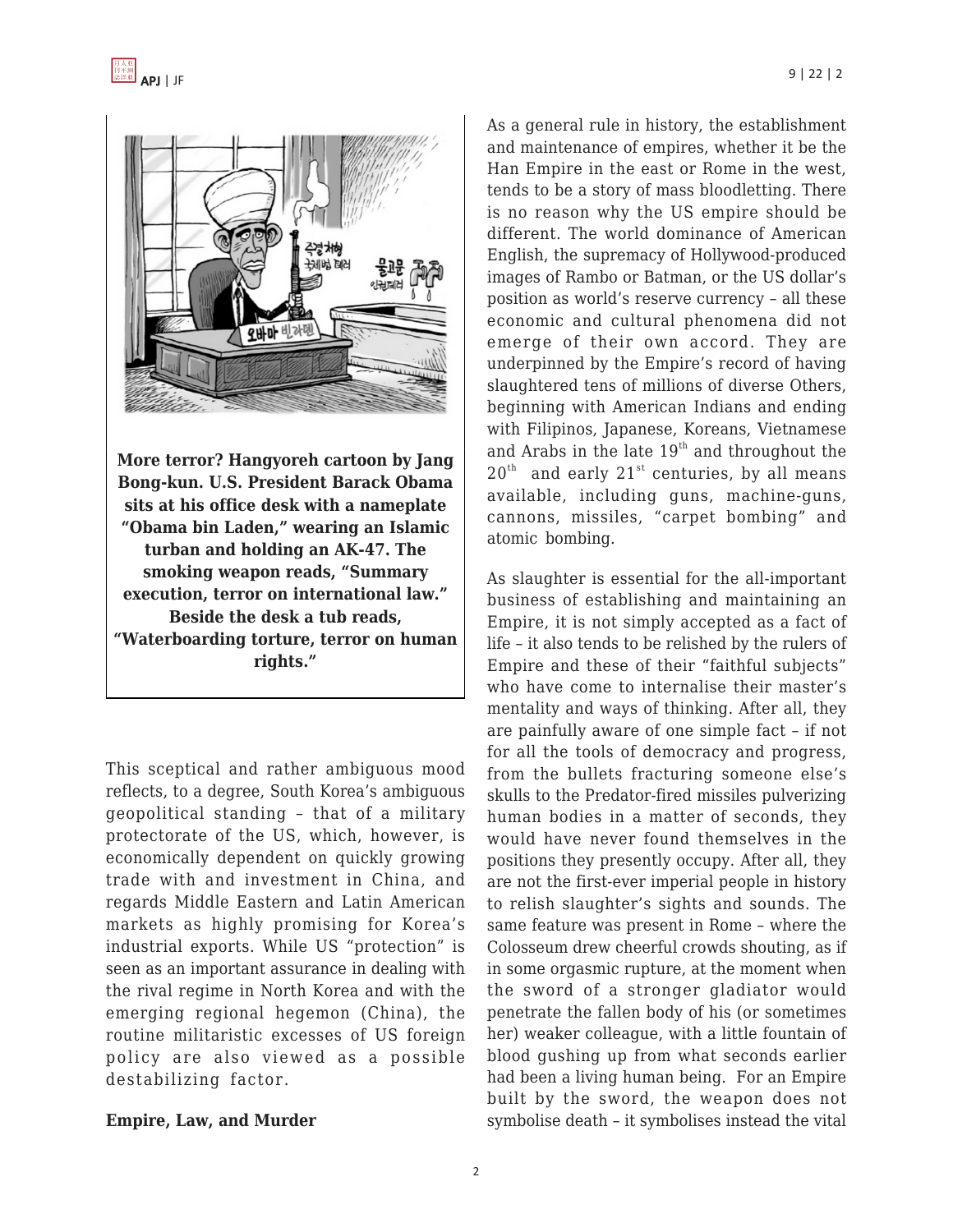**More terror? Hangyoreh cartoon by Jang Bong-kun. U.S. President Barack Obama sits at his office desk with a nameplate "Obama bin Laden," wearing an Islamic turban and holding an AK-47. The smoking weapon reads, "Summary execution, terror on international law." Beside the desk a tub reads, "Waterboarding torture, terror on human rights."**

This sceptical and rather ambiguous mood reflects, to a degree, South Korea's ambiguous geopolitical standing – that of a military protectorate of the US, which, however, is economically dependent on quickly growing trade with and investment in China, and regards Middle Eastern and Latin American markets as highly promising for Korea's industrial exports. While US "protection" is seen as an important assurance in dealing with the rival regime in North Korea and with the emerging regional hegemon (China), the routine militaristic excesses of US foreign policy are also viewed as a possible destabilizing factor.

**Empire, Law, and Murder**

As a general rule in history, the establishment and maintenance of empires, whether it be the Han Empire in the east or Rome in the west, tends to be a story of mass bloodletting. There is no reason why the US empire should be different. The world dominance of American English, the supremacy of Hollywood-produced images of Rambo or Batman, or the US dollar's position as world's reserve currency – all these economic and cultural phenomena did not emerge of their own accord. They are underpinned by the Empire's record of having slaughtered tens of millions of diverse Others, beginning with American Indians and ending with Filipinos, Japanese, Koreans, Vietnamese and Arabs in the late 19th and throughout the 20th and early 21st centuries, by all means available, including guns, machine-guns, cannons, missiles, "carpet bombing" and atomic bombing.

As slaughter is essential for the all-important business of establishing and maintaining an Empire, it is not simply accepted as a fact of life – it also tends to be relished by the rulers of Empire and these of their "faithful subjects" who have come to internalise their master's mentality and ways of thinking. After all, they are painfully aware of one simple fact – if not for all the tools of democracy and progress, from the bullets fracturing someone else's skulls to the Predator-fired missiles pulverizing human bodies in a matter of seconds, they would have never found themselves in the positions they presently occupy. After all, they are not the first-ever imperial people in history to relish slaughter's sights and sounds. The same feature was present in Rome – where the Colosseum drew cheerful crowds shouting, as if in some orgasmic rupture, at the moment when the sword of a stronger gladiator would penetrate the fallen body of his (or sometimes her) weaker colleague, with a little fountain of blood gushing up from what seconds earlier had been a living human being. For an Empire built by the sword, the weapon does not symbolise death – it symbolises instead the vital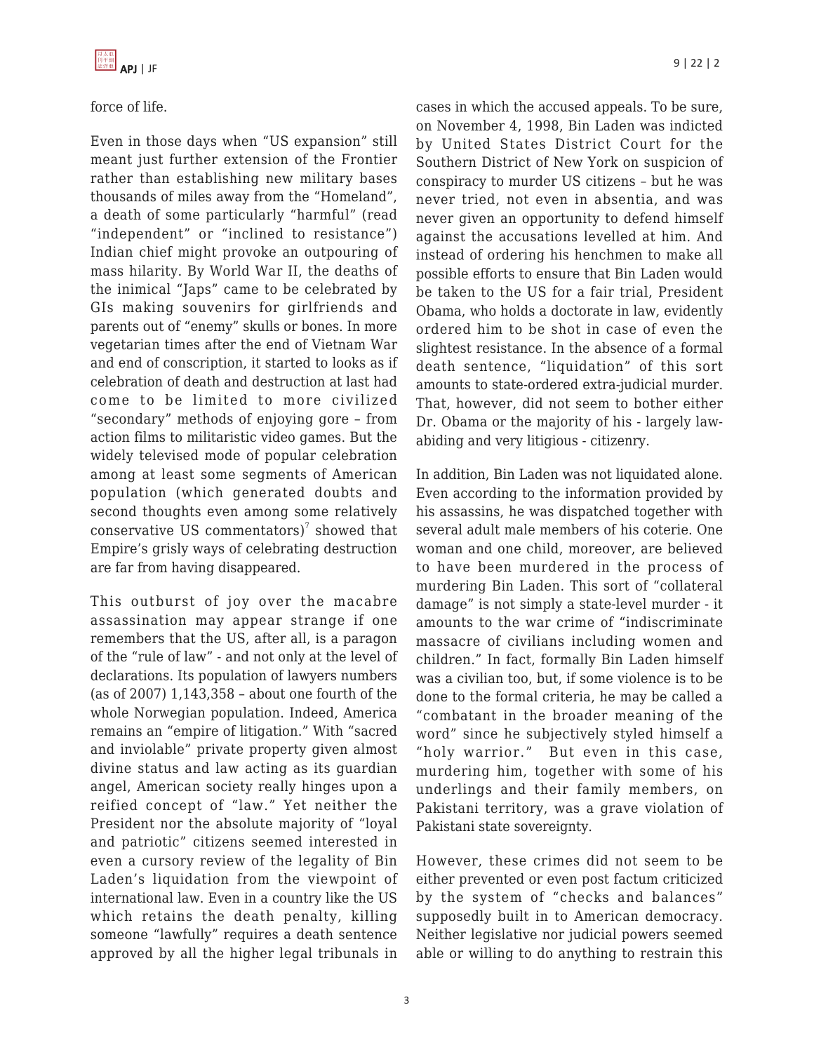force of life.

Even in those days when "US expansion" still meant just further extension of the Frontier rather than establishing new military bases thousands of miles away from the "Homeland", a death of some particularly "harmful" (read "independent" or "inclined to resistance") Indian chief might provoke an outpouring of mass hilarity. By World War II, the deaths of the inimical "Japs" came to be celebrated by GIs making souvenirs for girlfriends and parents out of "enemy" skulls or bones. In more vegetarian times after the end of Vietnam War and end of conscription, it started to looks as if celebration of death and destruction at last had come to be limited to more civilized "secondary" methods of enjoying gore – from action films to militaristic video games. But the widely televised mode of popular celebration among at least some segments of American population (which generated doubts and second thoughts even among some relatively conservative US commentators)[7] showed that Empire's grisly ways of celebrating destruction are far from having disappeared.

This outburst of joy over the macabre assassination may appear strange if one remembers that the US, after all, is a paragon of the "rule of law" - and not only at the level of declarations. Its population of lawyers numbers (as of 2007) 1,143,358 – about one fourth of the whole Norwegian population. Indeed, America remains an "empire of litigation." With "sacred and inviolable" private property given almost divine status and law acting as its guardian angel, American society really hinges upon a reified concept of "law." Yet neither the President nor the absolute majority of "loyal and patriotic" citizens seemed interested in even a cursory review of the legality of Bin Laden's liquidation from the viewpoint of international law. Even in a country like the US which retains the death penalty, killing someone "lawfully" requires a death sentence approved by all the higher legal tribunals in cases in which the accused appeals. To be sure, on November 4, 1998, Bin Laden was indicted by United States District Court for the Southern District of New York on suspicion of conspiracy to murder US citizens – but he was never tried, not even in absentia, and was never given an opportunity to defend himself against the accusations levelled at him. And instead of ordering his henchmen to make all possible efforts to ensure that Bin Laden would be taken to the US for a fair trial, President Obama, who holds a doctorate in law, evidently ordered him to be shot in case of even the slightest resistance. In the absence of a formal death sentence, "liquidation" of this sort amounts to state-ordered extra-judicial murder. That, however, did not seem to bother either Dr. Obama or the majority of his - largely law-abiding and very litigious - citizenry.

In addition, Bin Laden was not liquidated alone. Even according to the information provided by his assassins, he was dispatched together with several adult male members of his coterie. One woman and one child, moreover, are believed to have been murdered in the process of murdering Bin Laden. This sort of "collateral damage" is not simply a state-level murder - it amounts to the war crime of "indiscriminate massacre of civilians including women and children." In fact, formally Bin Laden himself was a civilian too, but, if some violence is to be done to the formal criteria, he may be called a "combatant in the broader meaning of the word" since he subjectively styled himself a "holy warrior." But even in this case, murdering him, together with some of his underlings and their family members, on Pakistani territory, was a grave violation of Pakistani state sovereignty.

However, these crimes did not seem to be either prevented or even post factum criticized by the system of "checks and balances" supposedly built in to American democracy. Neither legislative nor judicial powers seemed able or willing to do anything to restrain this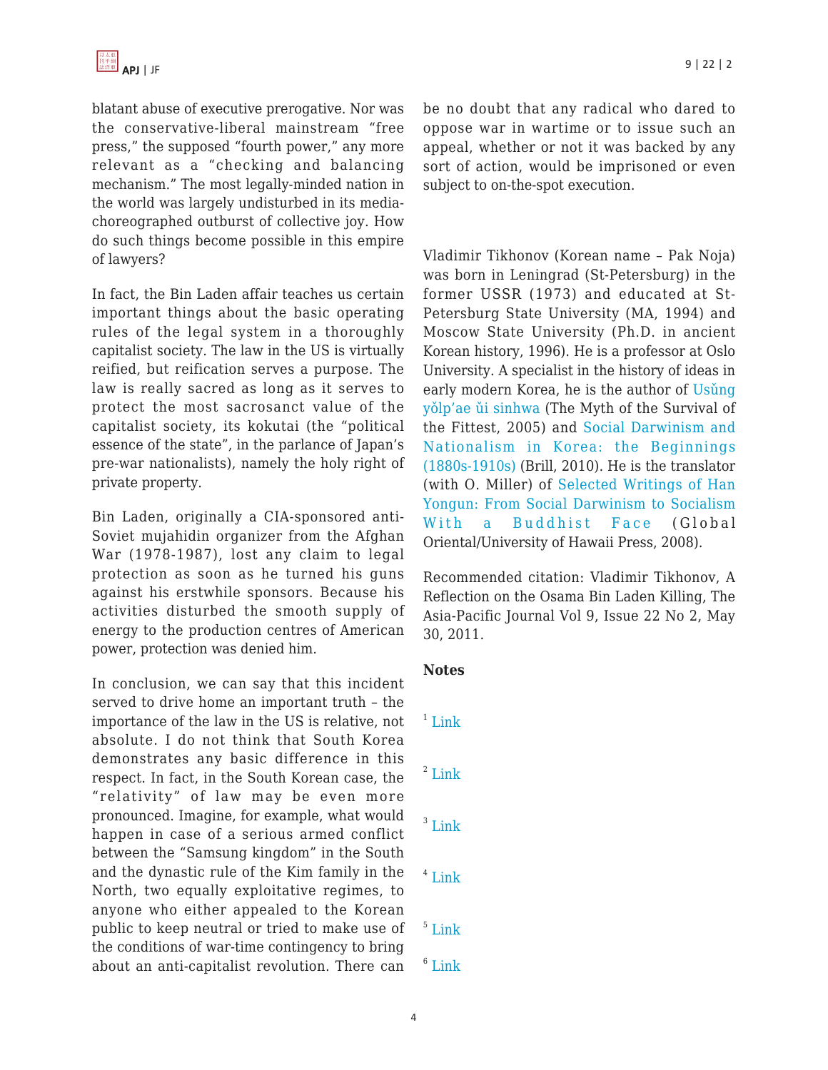blatant abuse of executive prerogative. Nor was the conservative-liberal mainstream "free press," the supposed "fourth power," any more relevant as a "checking and balancing mechanism." The most legally-minded nation in the world was largely undisturbed in its media-choreographed outburst of collective joy. How do such things become possible in this empire of lawyers?

In fact, the Bin Laden affair teaches us certain important things about the basic operating rules of the legal system in a thoroughly capitalist society. The law in the US is virtually reified, but reification serves a purpose. The law is really sacred as long as it serves to protect the most sacrosanct value of the capitalist society, its kokutai (the "political essence of the state", in the parlance of Japan's pre-war nationalists), namely the holy right of private property.

Bin Laden, originally a CIA-sponsored anti-Soviet mujahidin organizer from the Afghan War (1978-1987), lost any claim to legal protection as soon as he turned his guns against his erstwhile sponsors. Because his activities disturbed the smooth supply of energy to the production centres of American power, protection was denied him.

In conclusion, we can say that this incident served to drive home an important truth – the importance of the law in the US is relative, not absolute. I do not think that South Korea demonstrates any basic difference in this respect. In fact, in the South Korean case, the "relativity" of law may be even more pronounced. Imagine, for example, what would happen in case of a serious armed conflict between the "Samsung kingdom" in the South and the dynastic rule of the Kim family in the North, two equally exploitative regimes, to anyone who either appealed to the Korean public to keep neutral or tried to make use of the conditions of war-time contingency to bring about an anti-capitalist revolution. There can be no doubt that any radical who dared to oppose war in wartime or to issue such an appeal, whether or not it was backed by any sort of action, would be imprisoned or even subject to on-the-spot execution.

Vladimir Tikhonov (Korean name – Pak Noja) was born in Leningrad (St-Petersburg) in the former USSR (1973) and educated at St-Petersburg State University (MA, 1994) and Moscow State University (Ph.D. in ancient Korean history, 1996). He is a professor at Oslo University. A specialist in the history of ideas in early modern Korea, he is the author of Usŭng yŏlp'ae ŭi sinhwa (The Myth of the Survival of the Fittest, 2005) and Social Darwinism and Nationalism in Korea: the Beginnings (1880s-1910s) (Brill, 2010). He is the translator (with O. Miller) of Selected Writings of Han Yongun: From Social Darwinism to Socialism With a Buddhist Face (Global Oriental/University of Hawaii Press, 2008).

Recommended citation: Vladimir Tikhonov, A Reflection on the Osama Bin Laden Killing, The Asia-Pacific Journal Vol 9, Issue 22 No 2, May 30, 2011.

**Notes**

[1] Link

[2] Link

[3] Link

[4] Link

[5] Link

[6] Link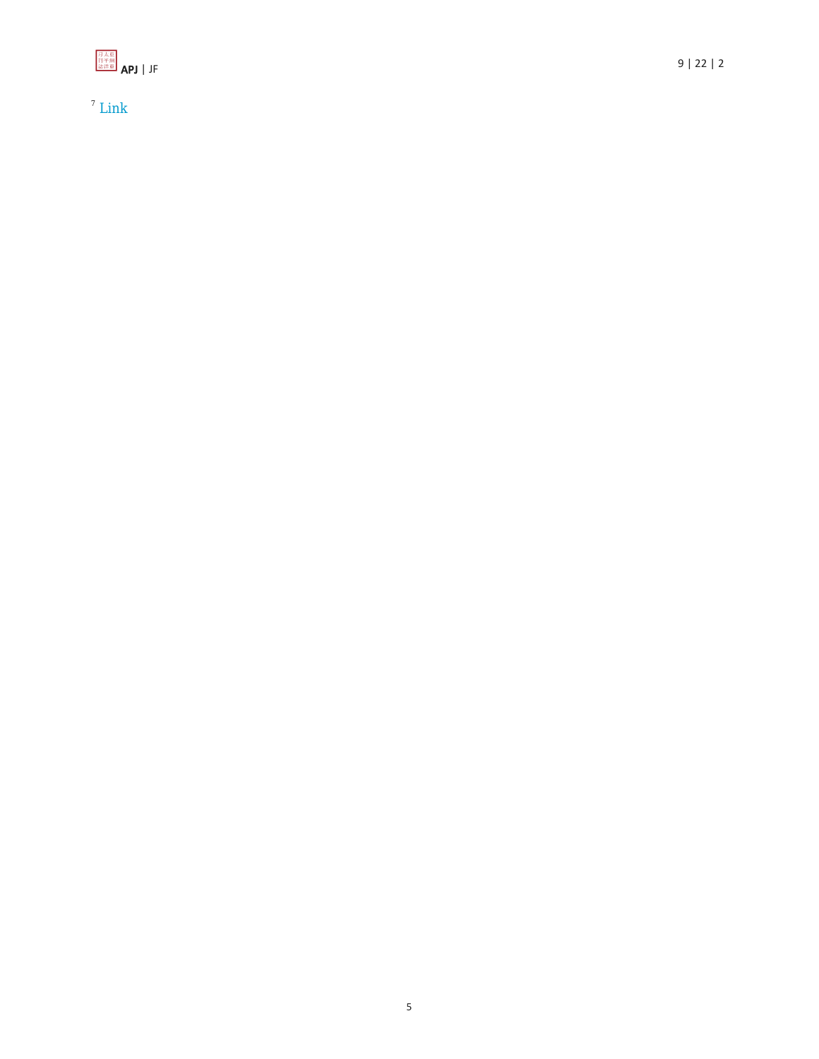[7] Link